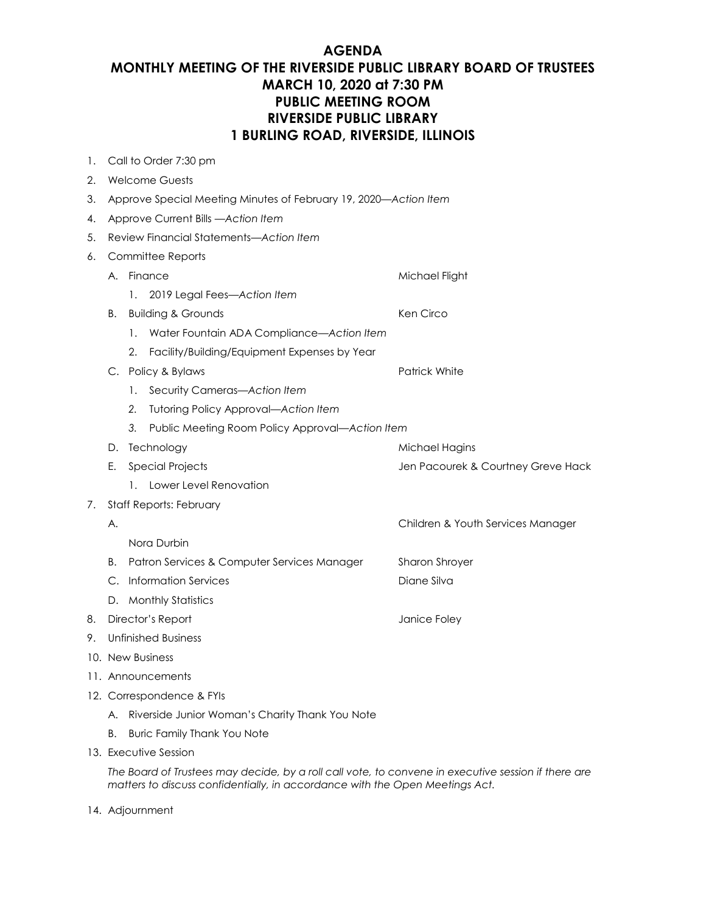# AGENDA

## MONTHLY MEETING OF THE RIVERSIDE PUBLIC LIBRARY BOARD OF TRUSTEES
## MARCH 10, 2020 at 7:30 PM
## PUBLIC MEETING ROOM
## RIVERSIDE PUBLIC LIBRARY
## 1 BURLING ROAD, RIVERSIDE, ILLINOIS

1. Call to Order 7:30 pm
2. Welcome Guests
3. Approve Special Meeting Minutes of February 19, 2020—*Action Item*
4. Approve Current Bills —*Action Item*
5. Review Financial Statements—*Action Item*
6. Committee Reports
   - A. Finance — Michael Flight
     1. 2019 Legal Fees—*Action Item*
   - B. Building & Grounds — Ken Circo
     1. Water Fountain ADA Compliance—*Action Item*
     2. Facility/Building/Equipment Expenses by Year
   - C. Policy & Bylaws — Patrick White
     1. Security Cameras—*Action Item*
     2. Tutoring Policy Approval—*Action Item*
     3. Public Meeting Room Policy Approval—*Action Item*
   - D. Technology — Michael Hagins
   - E. Special Projects — Jen Pacourek & Courtney Greve Hack
     1. Lower Level Renovation
7. Staff Reports: February
   - A. Children & Youth Services Manager — Nora Durbin
   - B. Patron Services & Computer Services Manager — Sharon Shroyer
   - C. Information Services — Diane Silva
   - D. Monthly Statistics
8. Director's Report — Janice Foley
9. Unfinished Business
10. New Business
11. Announcements
12. Correspondence & FYIs
    - A. Riverside Junior Woman's Charity Thank You Note
    - B. Buric Family Thank You Note
13. Executive Session

    *The Board of Trustees may decide, by a roll call vote, to convene in executive session if there are matters to discuss confidentially, in accordance with the Open Meetings Act.*

14. Adjournment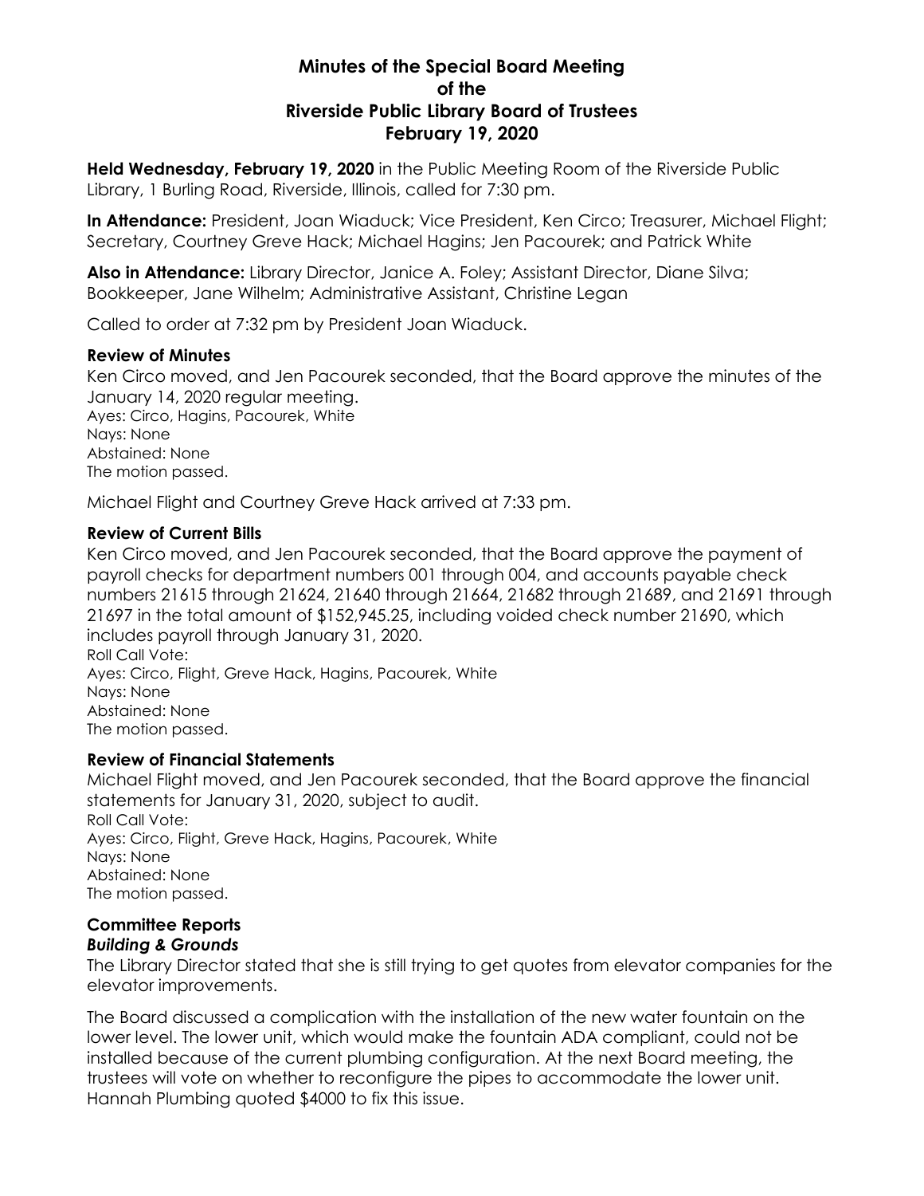# Minutes of the Special Board Meeting of the Riverside Public Library Board of Trustees February 19, 2020

**Held Wednesday, February 19, 2020** in the Public Meeting Room of the Riverside Public Library, 1 Burling Road, Riverside, Illinois, called for 7:30 pm.

**In Attendance:** President, Joan Wiaduck; Vice President, Ken Circo; Treasurer, Michael Flight; Secretary, Courtney Greve Hack; Michael Hagins; Jen Pacourek; and Patrick White

**Also in Attendance:** Library Director, Janice A. Foley; Assistant Director, Diane Silva; Bookkeeper, Jane Wilhelm; Administrative Assistant, Christine Legan

Called to order at 7:32 pm by President Joan Wiaduck.

### Review of Minutes

Ken Circo moved, and Jen Pacourek seconded, that the Board approve the minutes of the January 14, 2020 regular meeting.
Ayes: Circo, Hagins, Pacourek, White
Nays: None
Abstained: None
The motion passed.

Michael Flight and Courtney Greve Hack arrived at 7:33 pm.

### Review of Current Bills

Ken Circo moved, and Jen Pacourek seconded, that the Board approve the payment of payroll checks for department numbers 001 through 004, and accounts payable check numbers 21615 through 21624, 21640 through 21664, 21682 through 21689, and 21691 through 21697 in the total amount of $152,945.25, including voided check number 21690, which includes payroll through January 31, 2020.
Roll Call Vote:
Ayes: Circo, Flight, Greve Hack, Hagins, Pacourek, White
Nays: None
Abstained: None
The motion passed.

### Review of Financial Statements

Michael Flight moved, and Jen Pacourek seconded, that the Board approve the financial statements for January 31, 2020, subject to audit.
Roll Call Vote:
Ayes: Circo, Flight, Greve Hack, Hagins, Pacourek, White
Nays: None
Abstained: None
The motion passed.

### Committee Reports

#### *Building & Grounds*

The Library Director stated that she is still trying to get quotes from elevator companies for the elevator improvements.

The Board discussed a complication with the installation of the new water fountain on the lower level. The lower unit, which would make the fountain ADA compliant, could not be installed because of the current plumbing configuration. At the next Board meeting, the trustees will vote on whether to reconfigure the pipes to accommodate the lower unit. Hannah Plumbing quoted $4000 to fix this issue.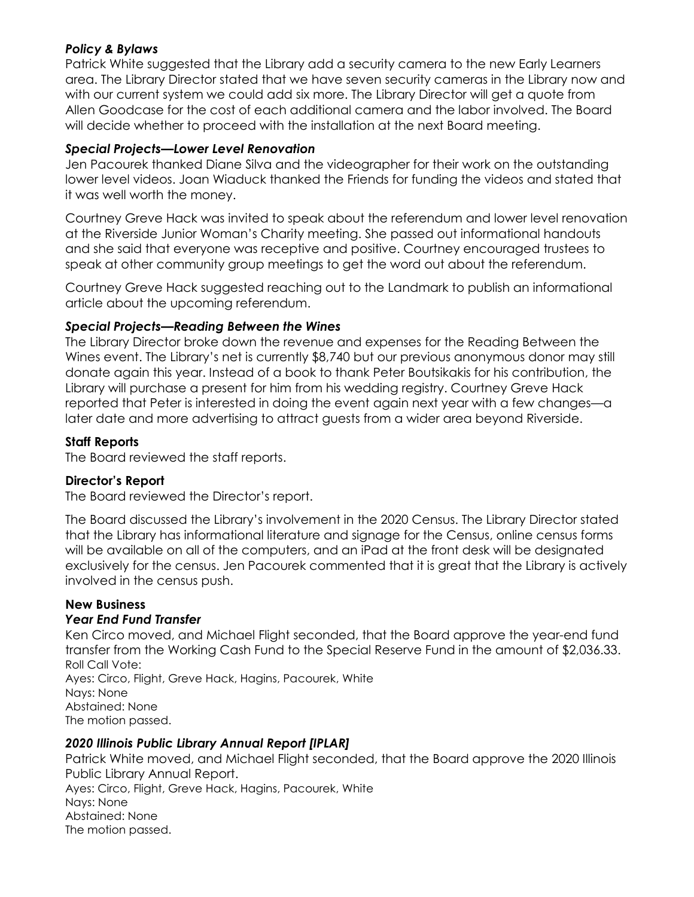### ***Policy & Bylaws***

Patrick White suggested that the Library add a security camera to the new Early Learners area. The Library Director stated that we have seven security cameras in the Library now and with our current system we could add six more. The Library Director will get a quote from Allen Goodcase for the cost of each additional camera and the labor involved. The Board will decide whether to proceed with the installation at the next Board meeting.

### ***Special Projects—Lower Level Renovation***

Jen Pacourek thanked Diane Silva and the videographer for their work on the outstanding lower level videos. Joan Wiaduck thanked the Friends for funding the videos and stated that it was well worth the money.

Courtney Greve Hack was invited to speak about the referendum and lower level renovation at the Riverside Junior Woman's Charity meeting. She passed out informational handouts and she said that everyone was receptive and positive. Courtney encouraged trustees to speak at other community group meetings to get the word out about the referendum.

Courtney Greve Hack suggested reaching out to the Landmark to publish an informational article about the upcoming referendum.

### ***Special Projects—Reading Between the Wines***

The Library Director broke down the revenue and expenses for the Reading Between the Wines event. The Library's net is currently $8,740 but our previous anonymous donor may still donate again this year. Instead of a book to thank Peter Boutsikakis for his contribution, the Library will purchase a present for him from his wedding registry. Courtney Greve Hack reported that Peter is interested in doing the event again next year with a few changes—a later date and more advertising to attract guests from a wider area beyond Riverside.

### **Staff Reports**

The Board reviewed the staff reports.

### **Director's Report**

The Board reviewed the Director's report.

The Board discussed the Library's involvement in the 2020 Census. The Library Director stated that the Library has informational literature and signage for the Census, online census forms will be available on all of the computers, and an iPad at the front desk will be designated exclusively for the census. Jen Pacourek commented that it is great that the Library is actively involved in the census push.

### **New Business**

### ***Year End Fund Transfer***

Ken Circo moved, and Michael Flight seconded, that the Board approve the year-end fund transfer from the Working Cash Fund to the Special Reserve Fund in the amount of $2,036.33.

Roll Call Vote:
Ayes: Circo, Flight, Greve Hack, Hagins, Pacourek, White
Nays: None
Abstained: None
The motion passed.

### ***2020 Illinois Public Library Annual Report [IPLAR]***

Patrick White moved, and Michael Flight seconded, that the Board approve the 2020 Illinois Public Library Annual Report.

Ayes: Circo, Flight, Greve Hack, Hagins, Pacourek, White
Nays: None
Abstained: None
The motion passed.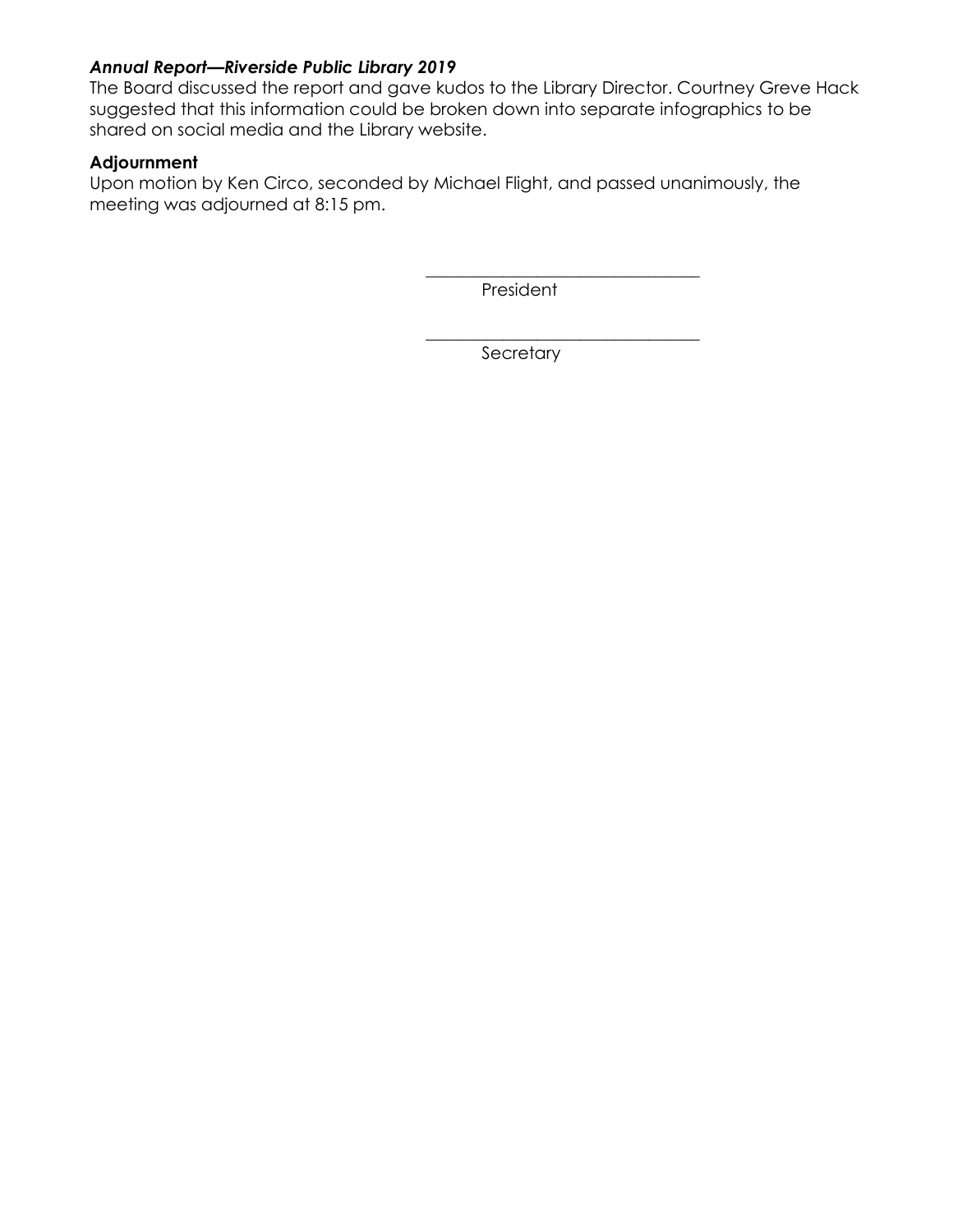***Annual Report—Riverside Public Library 2019***

The Board discussed the report and gave kudos to the Library Director. Courtney Greve Hack suggested that this information could be broken down into separate infographics to be shared on social media and the Library website.

**Adjournment**

Upon motion by Ken Circo, seconded by Michael Flight, and passed unanimously, the meeting was adjourned at 8:15 pm.

\_\_\_\_\_\_\_\_\_\_\_\_\_\_\_\_\_\_\_\_\_\_\_\_\_\_\_\_\_\_\_\_

President

\_\_\_\_\_\_\_\_\_\_\_\_\_\_\_\_\_\_\_\_\_\_\_\_\_\_\_\_\_\_\_\_

Secretary